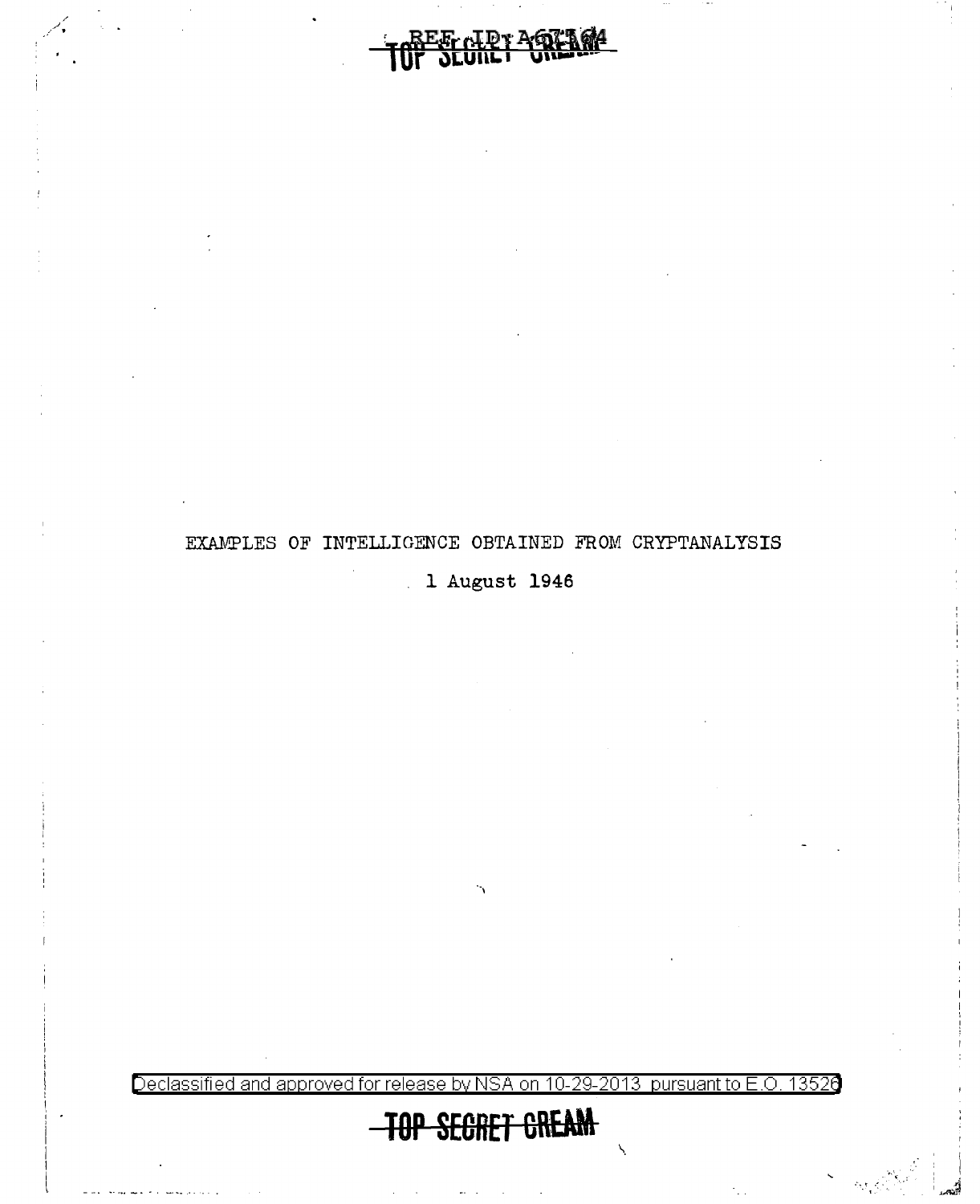# EXAMPLES OF INTELLIGENCE OBTAINED FROM CRYPTANALYSIS

1 August 1946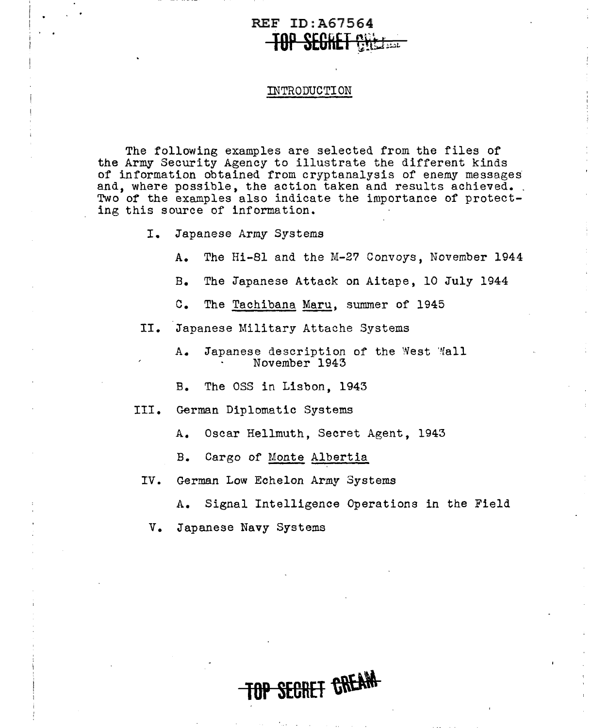REF ID:A67564

TOP SECRET CREAM

## INTRODUCTION

The following examples are selected from the files of the Army Security Agency to illustrate the different kinds of information obtained from cryptanalysis of enemy messages and, where possible, the action taken and results achieved. Two of the examples also indicate the importance of protecting this source of information.

I. Japanese Army Systems

   A. The Hi-81 and the M-27 Convoys, November 1944

   B. The Japanese Attack on Aitape, 10 July 1944

   C. The *Tachibana Maru*, summer of 1945

II. Japanese Military Attache Systems

   A. Japanese description of the West Wall November 1943

   B. The OSS in Lisbon, 1943

III. German Diplomatic Systems

   A. Oscar Hellmuth, Secret Agent, 1943

   B. Cargo of *Monte Albertia*

IV. German Low Echelon Army Systems

   A. Signal Intelligence Operations in the Field

V. Japanese Navy Systems

TOP SECRET CREAM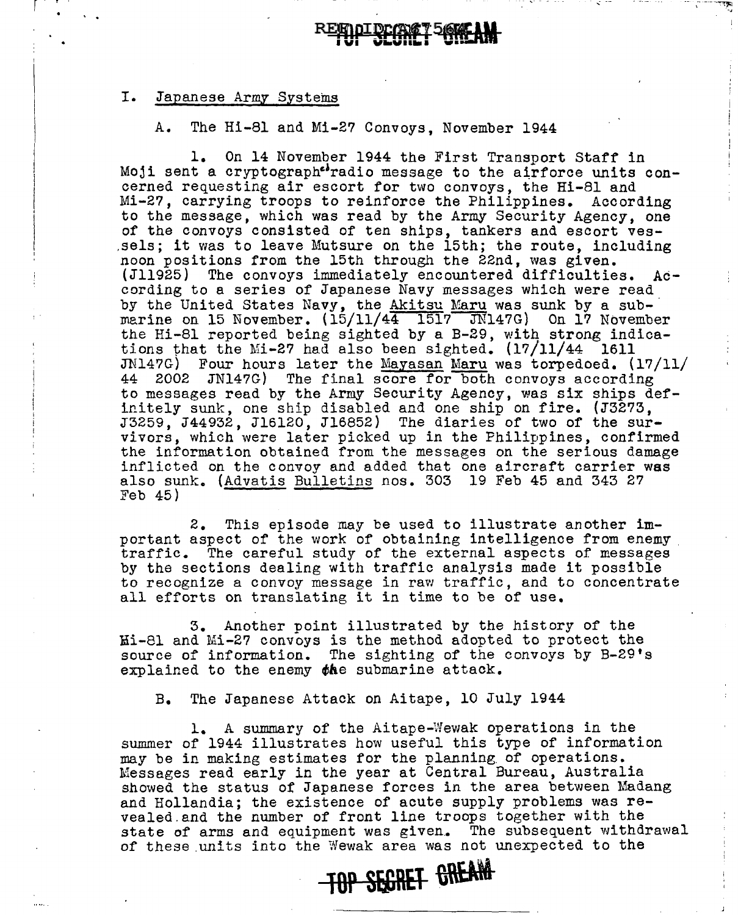## I. Japanese Army Systems

### A. The Hi-81 and Mi-27 Convoys, November 1944

1. On 14 November 1944 the First Transport Staff in Moji sent a cryptograph radio message to the airforce units concerned requesting air escort for two convoys, the Hi-81 and Mi-27, carrying troops to reinforce the Philippines. According to the message, which was read by the Army Security Agency, one of the convoys consisted of ten ships, tankers and escort vessels; it was to leave Mutsure on the 15th; the route, including noon positions from the 15th through the 22nd, was given. (J11925) The convoys immediately encountered difficulties. According to a series of Japanese Navy messages which were read by the United States Navy, the Akitsu Maru was sunk by a submarine on 15 November. (15/11/44 1517 JN147G) On 17 November the Hi-81 reported being sighted by a B-29, with strong indications that the Mi-27 had also been sighted. (17/11/44 1611 JN147G) Four hours later the Mayasan Maru was torpedoed. (17/11/44 2002 JN147G) The final score for both convoys according to messages read by the Army Security Agency, was six ships definitely sunk, one ship disabled and one ship on fire. (J3273, J3259, J44932, J16120, J16852) The diaries of two of the survivors, which were later picked up in the Philippines, confirmed the information obtained from the messages on the serious damage inflicted on the convoy and added that one aircraft carrier was also sunk. (Advatis Bulletins nos. 303 19 Feb 45 and 343 27 Feb 45)

2. This episode may be used to illustrate another important aspect of the work of obtaining intelligence from enemy traffic. The careful study of the external aspects of messages by the sections dealing with traffic analysis made it possible to recognize a convoy message in raw traffic, and to concentrate all efforts on translating it in time to be of use.

3. Another point illustrated by the history of the Hi-81 and Mi-27 convoys is the method adopted to protect the source of information. The sighting of the convoys by B-29's explained to the enemy the submarine attack.

### B. The Japanese Attack on Aitape, 10 July 1944

1. A summary of the Aitape-Wewak operations in the summer of 1944 illustrates how useful this type of information may be in making estimates for the planning of operations. Messages read early in the year at Central Bureau, Australia showed the status of Japanese forces in the area between Madang and Hollandia; the existence of acute supply problems was revealed and the number of front line troops together with the state of arms and equipment was given. The subsequent withdrawal of these units into the Wewak area was not unexpected to the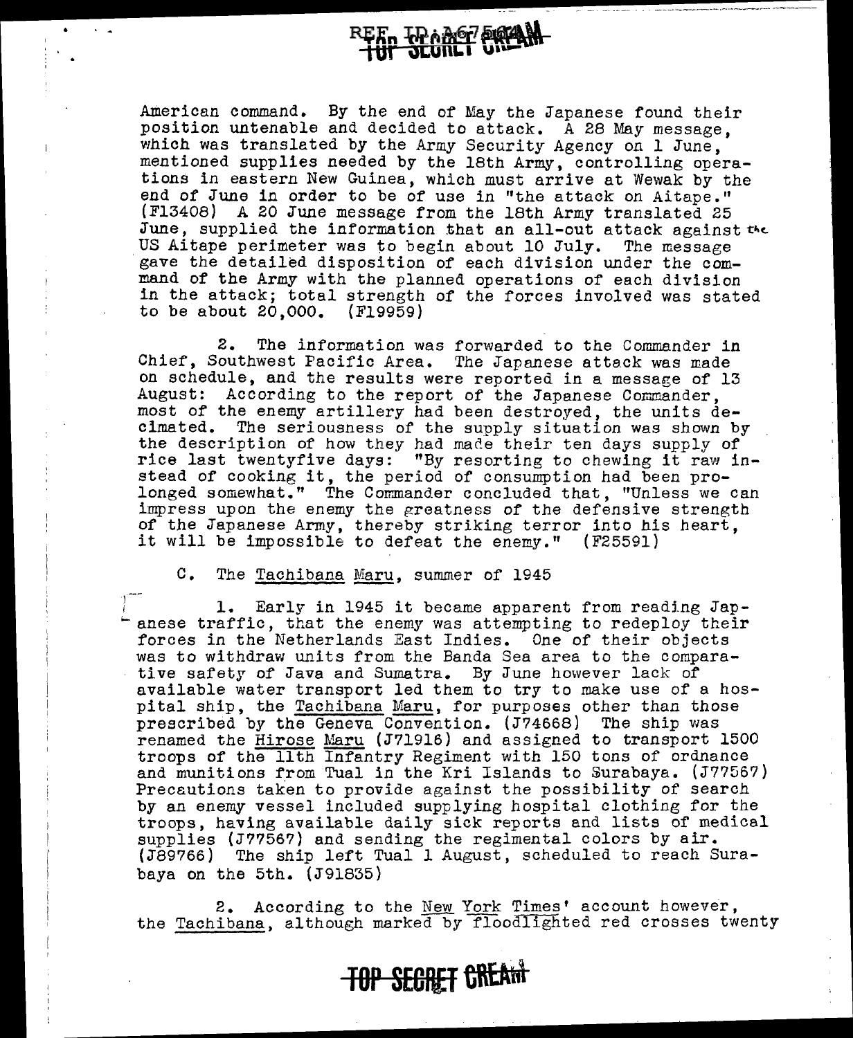American command. By the end of May the Japanese found their position untenable and decided to attack. A 28 May message, which was translated by the Army Security Agency on 1 June, mentioned supplies needed by the 18th Army, controlling operations in eastern New Guinea, which must arrive at Wewak by the end of June in order to be of use in "the attack on Aitape." (F13408) A 20 June message from the 18th Army translated 25 June, supplied the information that an all-out attack against the US Aitape perimeter was to begin about 10 July. The message gave the detailed disposition of each division under the command of the Army with the planned operations of each division in the attack; total strength of the forces involved was stated to be about 20,000. (F19959)

2. The information was forwarded to the Commander in Chief, Southwest Pacific Area. The Japanese attack was made on schedule, and the results were reported in a message of 13 August: According to the report of the Japanese Commander, most of the enemy artillery had been destroyed, the units decimated. The seriousness of the supply situation was shown by the description of how they had made their ten days supply of rice last twentyfive days: "By resorting to chewing it raw instead of cooking it, the period of consumption had been prolonged somewhat." The Commander concluded that, "Unless we can impress upon the enemy the greatness of the defensive strength of the Japanese Army, thereby striking terror into his heart, it will be impossible to defeat the enemy." (F25591)

C. The Tachibana Maru, summer of 1945

1. Early in 1945 it became apparent from reading Japanese traffic, that the enemy was attempting to redeploy their forces in the Netherlands East Indies. One of their objects was to withdraw units from the Banda Sea area to the comparative safety of Java and Sumatra. By June however lack of available water transport led them to try to make use of a hospital ship, the Tachibana Maru, for purposes other than those prescribed by the Geneva Convention. (J74668) The ship was renamed the Hirose Maru (J71916) and assigned to transport 1500 troops of the 11th Infantry Regiment with 150 tons of ordnance and munitions from Tual in the Kri Islands to Surabaya. (J77567) Precautions taken to provide against the possibility of search by an enemy vessel included supplying hospital clothing for the troops, having available daily sick reports and lists of medical supplies (J77567) and sending the regimental colors by air. (J89766) The ship left Tual 1 August, scheduled to reach Surabaya on the 5th. (J91835)

2. According to the New York Times' account however, the Tachibana, although marked by floodlighted red crosses twenty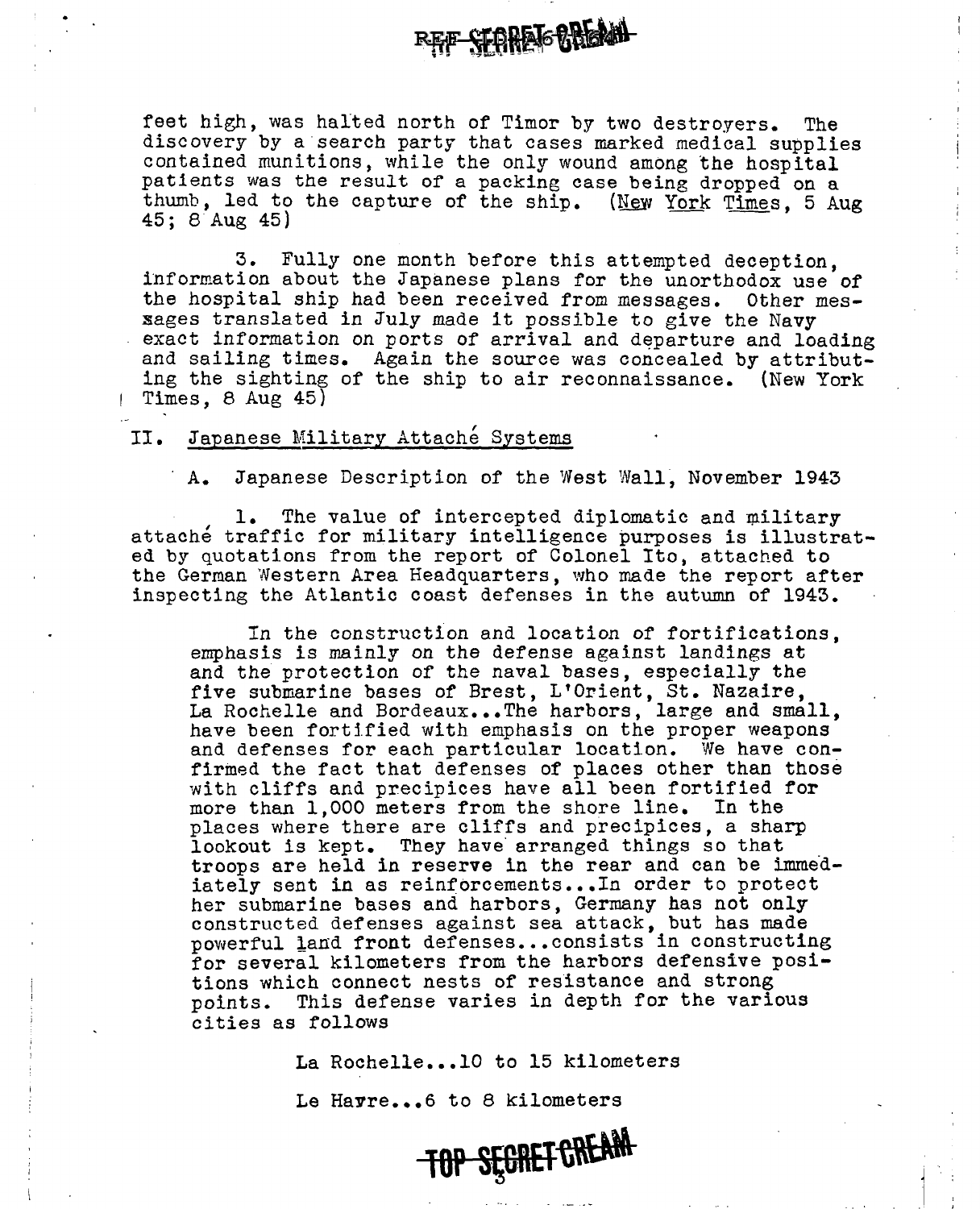feet high, was halted north of Timor by two destroyers. The discovery by a search party that cases marked medical supplies contained munitions, while the only wound among the hospital patients was the result of a packing case being dropped on a thumb, led to the capture of the ship. (New York Times, 5 Aug 45; 8 Aug 45)

3. Fully one month before this attempted deception, information about the Japanese plans for the unorthodox use of the hospital ship had been received from messages. Other messages translated in July made it possible to give the Navy exact information on ports of arrival and departure and loading and sailing times. Again the source was concealed by attributing the sighting of the ship to air reconnaissance. (New York Times, 8 Aug 45)

## II. Japanese Military Attaché Systems

### A. Japanese Description of the West Wall, November 1943

1. The value of intercepted diplomatic and military attaché traffic for military intelligence purposes is illustrated by quotations from the report of Colonel Ito, attached to the German Western Area Headquarters, who made the report after inspecting the Atlantic coast defenses in the autumn of 1943.

> In the construction and location of fortifications, emphasis is mainly on the defense against landings at and the protection of the naval bases, especially the five submarine bases of Brest, L'Orient, St. Nazaire, La Rochelle and Bordeaux...The harbors, large and small, have been fortified with emphasis on the proper weapons and defenses for each particular location. We have confirmed the fact that defenses of places other than those with cliffs and precipices have all been fortified for more than 1,000 meters from the shore line. In the places where there are cliffs and precipices, a sharp lookout is kept. They have arranged things so that troops are held in reserve in the rear and can be immediately sent in as reinforcements...In order to protect her submarine bases and harbors, Germany has not only constructed defenses against sea attack, but has made powerful land front defenses...consists in constructing for several kilometers from the harbors defensive positions which connect nests of resistance and strong points. This defense varies in depth for the various cities as follows
>
> La Rochelle...10 to 15 kilometers
>
> Le Havre...6 to 8 kilometers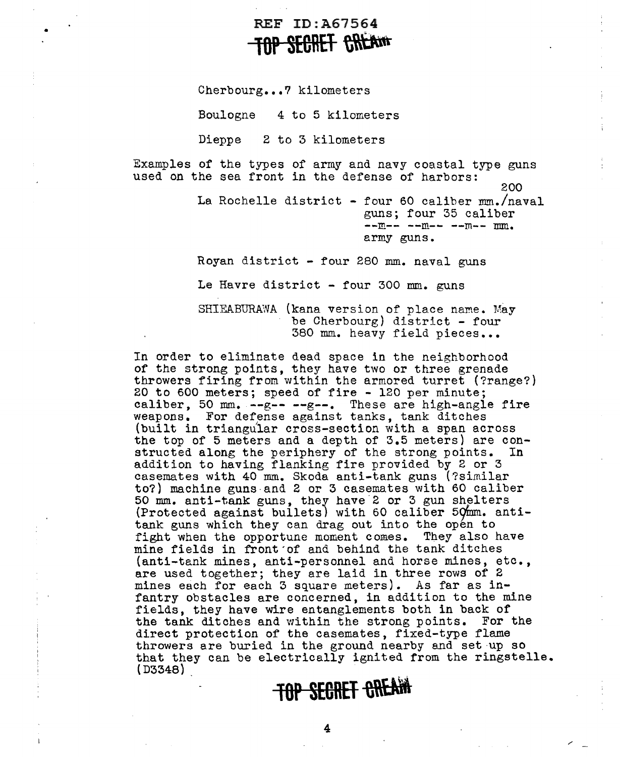Cherbourg...7 kilometers

Boulogne 4 to 5 kilometers

Dieppe 2 to 3 kilometers

Examples of the types of army and navy coastal type guns used on the sea front in the defense of harbors:

La Rochelle district - four 60 caliber 200 mm./naval guns; four 35 caliber --m-- --m-- --m-- mm. army guns.

Royan district - four 280 mm. naval guns

Le Havre district - four 300 mm. guns

SHIEABURAWA (kana version of place name. May be Cherbourg) district - four 380 mm. heavy field pieces...

In order to eliminate dead space in the neighborhood of the strong points, they have two or three grenade throwers firing from within the armored turret (?range?) 20 to 600 meters; speed of fire - 120 per minute; caliber, 50 mm. --g-- --g--. These are high-angle fire weapons. For defense against tanks, tank ditches (built in triangular cross-section with a span across the top of 5 meters and a depth of 3.5 meters) are constructed along the periphery of the strong points. In addition to having flanking fire provided by 2 or 3 casemates with 40 mm. Skoda anti-tank guns (?similar to?) machine guns and 2 or 3 casemates with 60 caliber 50 mm. anti-tank guns, they have 2 or 3 gun shelters (Protected against bullets) with 60 caliber 50mm. anti-tank guns which they can drag out into the open to fight when the opportune moment comes. They also have mine fields in front of and behind the tank ditches (anti-tank mines, anti-personnel and horse mines, etc., are used together; they are laid in three rows of 2 mines each for each 3 square meters). As far as infantry obstacles are concerned, in addition to the mine fields, they have wire entanglements both in back of the tank ditches and within the strong points. For the direct protection of the casemates, fixed-type flame throwers are buried in the ground nearby and set up so that they can be electrically ignited from the ringstelle. (D3348)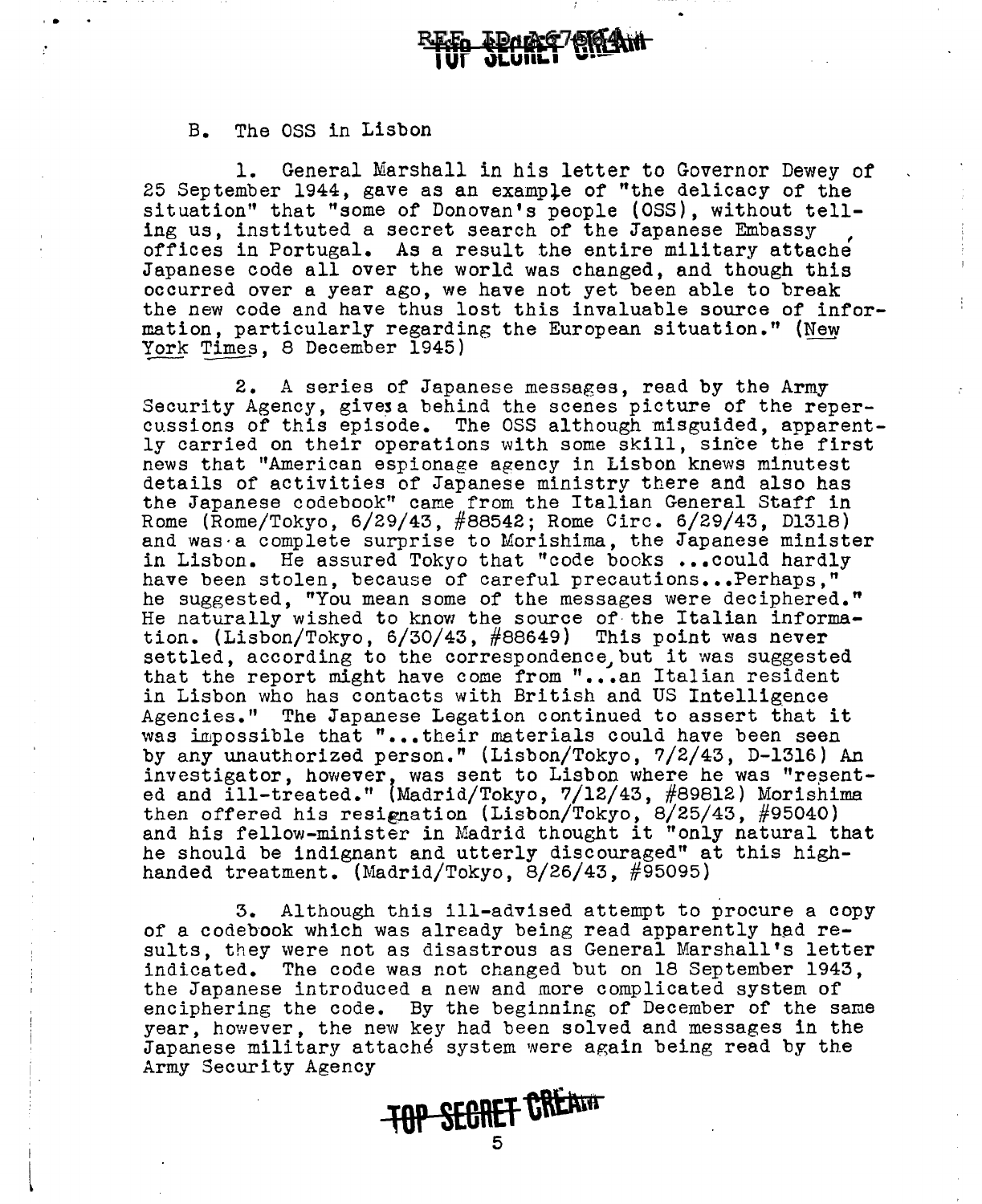B. The OSS in Lisbon

1. General Marshall in his letter to Governor Dewey of 25 September 1944, gave as an example of "the delicacy of the situation" that "some of Donovan's people (OSS), without telling us, instituted a secret search of the Japanese Embassy offices in Portugal. As a result the entire military attaché Japanese code all over the world was changed, and though this occurred over a year ago, we have not yet been able to break the new code and have thus lost this invaluable source of information, particularly regarding the European situation." (New York Times, 8 December 1945)

2. A series of Japanese messages, read by the Army Security Agency, gives a behind the scenes picture of the repercussions of this episode. The OSS although misguided, apparently carried on their operations with some skill, since the first news that "American espionage agency in Lisbon knews minutest details of activities of Japanese ministry there and also has the Japanese codebook" came from the Italian General Staff in Rome (Rome/Tokyo, 6/29/43, #88542; Rome Circ. 6/29/43, D1318) and was a complete surprise to Morishima, the Japanese minister in Lisbon. He assured Tokyo that "code books ...could hardly have been stolen, because of careful precautions...Perhaps," he suggested, "You mean some of the messages were deciphered." He naturally wished to know the source of the Italian information. (Lisbon/Tokyo, 6/30/43, #88649) This point was never settled, according to the correspondence, but it was suggested that the report might have come from "...an Italian resident in Lisbon who has contacts with British and US Intelligence Agencies." The Japanese Legation continued to assert that it was impossible that "...their materials could have been seen by any unauthorized person." (Lisbon/Tokyo, 7/2/43, D-1316) An investigator, however, was sent to Lisbon where he was "resented and ill-treated." (Madrid/Tokyo, 7/12/43, #89812) Morishima then offered his resignation (Lisbon/Tokyo, 8/25/43, #95040) and his fellow-minister in Madrid thought it "only natural that he should be indignant and utterly discouraged" at this high-handed treatment. (Madrid/Tokyo, 8/26/43, #95095)

3. Although this ill-advised attempt to procure a copy of a codebook which was already being read apparently had results, they were not as disastrous as General Marshall's letter indicated. The code was not changed but on 18 September 1943, the Japanese introduced a new and more complicated system of enciphering the code. By the beginning of December of the same year, however, the new key had been solved and messages in the Japanese military attaché system were again being read by the Army Security Agency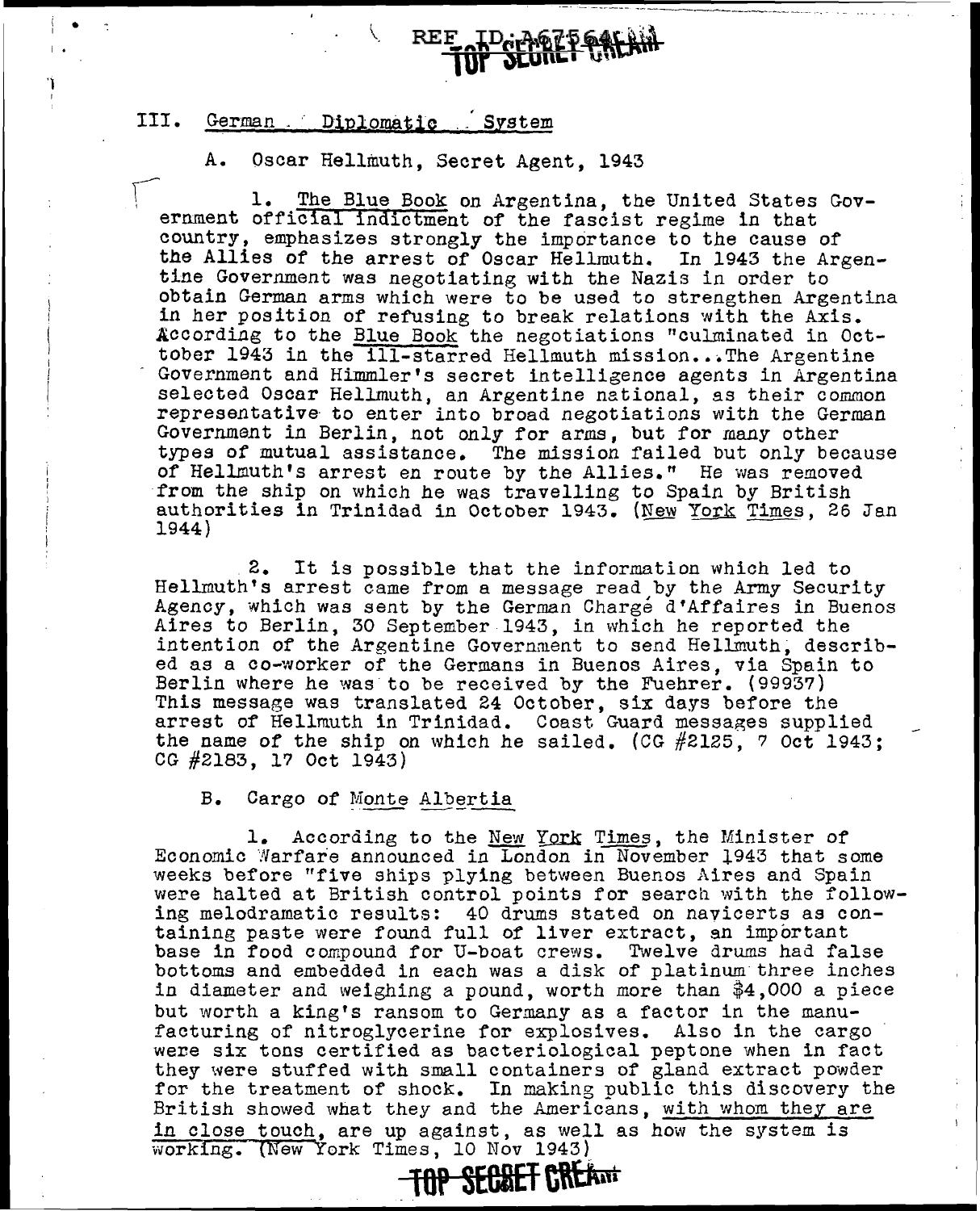## III. German Diplomatic System

### A. Oscar Hellmuth, Secret Agent, 1943

1. The Blue Book on Argentina, the United States Government official indictment of the fascist regime in that country, emphasizes strongly the importance to the cause of the Allies of the arrest of Oscar Hellmuth. In 1943 the Argentine Government was negotiating with the Nazis in order to obtain German arms which were to be used to strengthen Argentina in her position of refusing to break relations with the Axis. According to the Blue Book the negotiations "culminated in Octtober 1943 in the ill-starred Hellmuth mission...The Argentine Government and Himmler's secret intelligence agents in Argentina selected Oscar Hellmuth, an Argentine national, as their common representative to enter into broad negotiations with the German Government in Berlin, not only for arms, but for many other types of mutual assistance. The mission failed but only because of Hellmuth's arrest en route by the Allies." He was removed from the ship on which he was travelling to Spain by British authorities in Trinidad in October 1943. (New York Times, 26 Jan 1944)

2. It is possible that the information which led to Hellmuth's arrest came from a message read by the Army Security Agency, which was sent by the German Chargé d'Affaires in Buenos Aires to Berlin, 30 September 1943, in which he reported the intention of the Argentine Government to send Hellmuth, described as a co-worker of the Germans in Buenos Aires, via Spain to Berlin where he was to be received by the Fuehrer. (99937) This message was translated 24 October, six days before the arrest of Hellmuth in Trinidad. Coast Guard messages supplied the name of the ship on which he sailed. (CG #2125, 7 Oct 1943; CG #2183, 17 Oct 1943)

### B. Cargo of Monte Albertia

1. According to the New York Times, the Minister of Economic Warfare announced in London in November 1943 that some weeks before "five ships plying between Buenos Aires and Spain were halted at British control points for search with the following melodramatic results: 40 drums stated on navicerts as containing paste were found full of liver extract, an important base in food compound for U-boat crews. Twelve drums had false bottoms and embedded in each was a disk of platinum three inches in diameter and weighing a pound, worth more than $4,000 a piece but worth a king's ransom to Germany as a factor in the manufacturing of nitroglycerine for explosives. Also in the cargo were six tons certified as bacteriological peptone when in fact they were stuffed with small containers of gland extract powder for the treatment of shock. In making public this discovery the British showed what they and the Americans, with whom they are in close touch, are up against, as well as how the system is working. (New York Times, 10 Nov 1943)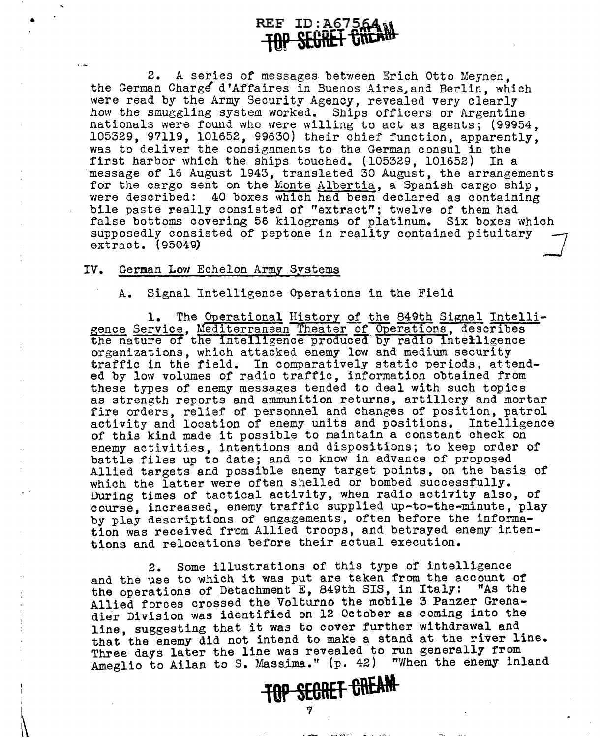2. A series of messages between Erich Otto Meynen, the German Chargé d'Affaires in Buenos Aires, and Berlin, which were read by the Army Security Agency, revealed very clearly how the smuggling system worked. Ships officers or Argentine nationals were found who were willing to act as agents; (99954, 105329, 97119, 101652, 99630) their chief function, apparently, was to deliver the consignments to the German consul in the first harbor which the ships touched. (105329, 101652) In a message of 16 August 1943, translated 30 August, the arrangements for the cargo sent on the Monte Albertia, a Spanish cargo ship, were described: 40 boxes which had been declared as containing bile paste really consisted of "extract"; twelve of them had false bottoms covering 56 kilograms of platinum. Six boxes which supposedly consisted of peptone in reality contained pituitary extract. (95049)

## IV. German Low Echelon Army Systems

### A. Signal Intelligence Operations in the Field

1. The Operational History of the 849th Signal Intelligence Service, Mediterranean Theater of Operations, describes the nature of the intelligence produced by radio intelligence organizations, which attacked enemy low and medium security traffic in the field. In comparatively static periods, attended by low volumes of radio traffic, information obtained from these types of enemy messages tended to deal with such topics as strength reports and ammunition returns, artillery and mortar fire orders, relief of personnel and changes of position, patrol activity and location of enemy units and positions. Intelligence of this kind made it possible to maintain a constant check on enemy activities, intentions and dispositions; to keep order of battle files up to date; and to know in advance of proposed Allied targets and possible enemy target points, on the basis of which the latter were often shelled or bombed successfully. During times of tactical activity, when radio activity also, of course, increased, enemy traffic supplied up-to-the-minute, play by play descriptions of engagements, often before the information was received from Allied troops, and betrayed enemy intentions and relocations before their actual execution.

2. Some illustrations of this type of intelligence and the use to which it was put are taken from the account of the operations of Detachment E, 849th SIS, in Italy: "As the Allied forces crossed the Volturno the mobile 3 Panzer Grenadier Division was identified on 12 October as coming into the line, suggesting that it was to cover further withdrawal and that the enemy did not intend to make a stand at the river line. Three days later the line was revealed to run generally from Ameglio to Ailan to S. Massima." (p. 42) "When the enemy inland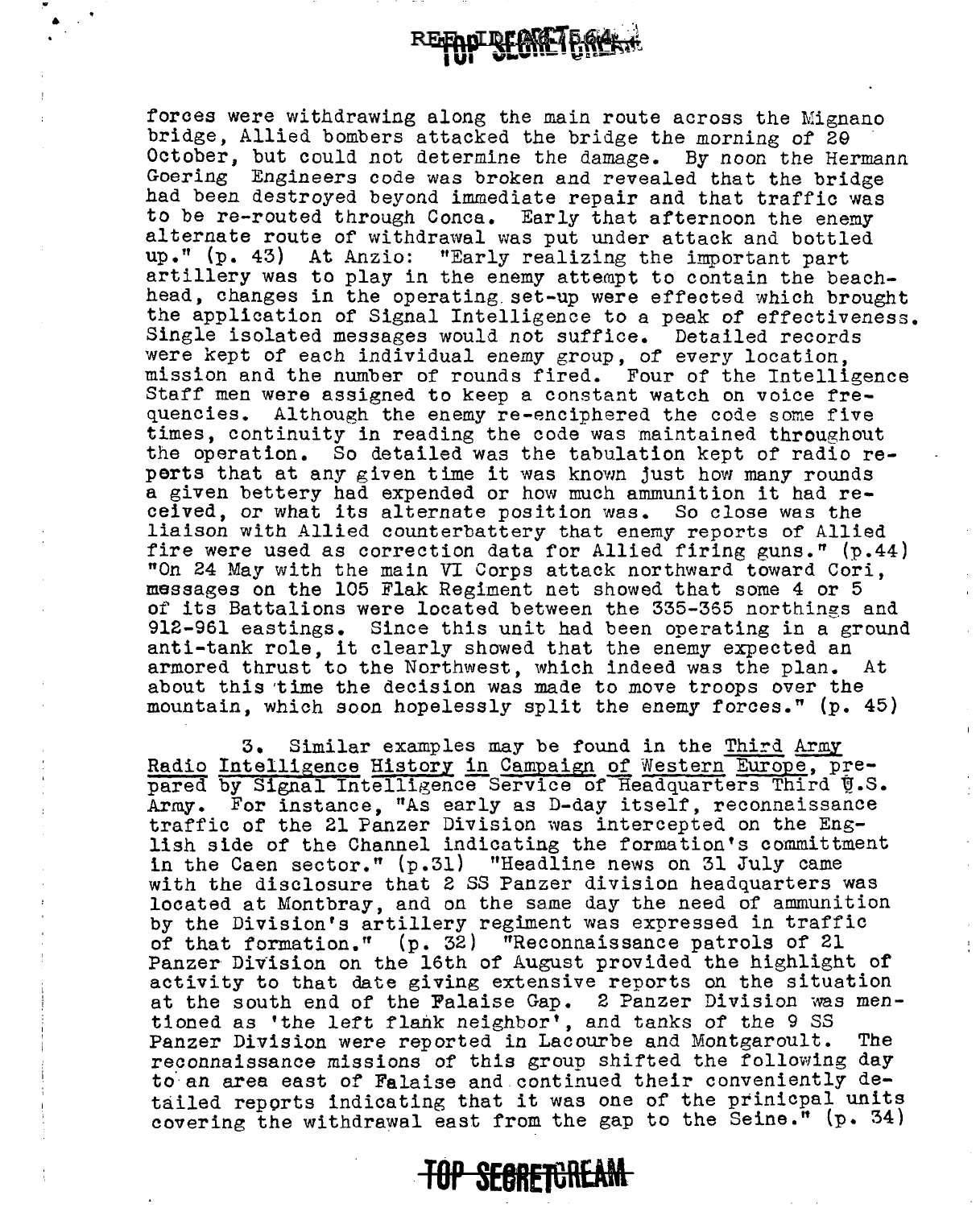forces were withdrawing along the main route across the Mignano bridge, Allied bombers attacked the bridge the morning of 29 October, but could not determine the damage. By noon the Hermann Goering Engineers code was broken and revealed that the bridge had been destroyed beyond immediate repair and that traffic was to be re-routed through Conca. Early that afternoon the enemy alternate route of withdrawal was put under attack and bottled up." (p. 43) At Anzio: "Early realizing the important part artillery was to play in the enemy attempt to contain the beachhead, changes in the operating set-up were effected which brought the application of Signal Intelligence to a peak of effectiveness. Single isolated messages would not suffice. Detailed records were kept of each individual enemy group, of every location, mission and the number of rounds fired. Four of the Intelligence Staff men were assigned to keep a constant watch on voice frequencies. Although the enemy re-enciphered the code some five times, continuity in reading the code was maintained throughout the operation. So detailed was the tabulation kept of radio reports that at any given time it was known just how many rounds a given bettery had expended or how much ammunition it had received, or what its alternate position was. So close was the liaison with Allied counterbattery that enemy reports of Allied fire were used as correction data for Allied firing guns." (p.44) "On 24 May with the main VI Corps attack northward toward Cori, messages on the 105 Flak Regiment net showed that some 4 or 5 of its Battalions were located between the 335-365 northings and 912-961 eastings. Since this unit had been operating in a ground anti-tank role, it clearly showed that the enemy expected an armored thrust to the Northwest, which indeed was the plan. At about this time the decision was made to move troops over the mountain, which soon hopelessly split the enemy forces." (p. 45)

3. Similar examples may be found in the Third Army Radio Intelligence History in Campaign of Western Europe, prepared by Signal Intelligence Service of Headquarters Third U.S. Army. For instance, "As early as D-day itself, reconnaissance traffic of the 21 Panzer Division was intercepted on the English side of the Channel indicating the formation's committment in the Caen sector." (p.31) "Headline news on 31 July came with the disclosure that 2 SS Panzer division headquarters was located at Montbray, and on the same day the need of ammunition by the Division's artillery regiment was expressed in traffic of that formation." (p. 32) "Reconnaissance patrols of 21 Panzer Division on the 16th of August provided the highlight of activity to that date giving extensive reports on the situation at the south end of the Falaise Gap. 2 Panzer Division was mentioned as 'the left flank neighbor', and tanks of the 9 SS Panzer Division were reported in Lacourbe and Montgaroult. The reconnaissance missions of this group shifted the following day to an area east of Falaise and continued their conveniently detailed reports indicating that it was one of the prinicpal units covering the withdrawal east from the gap to the Seine." (p. 34)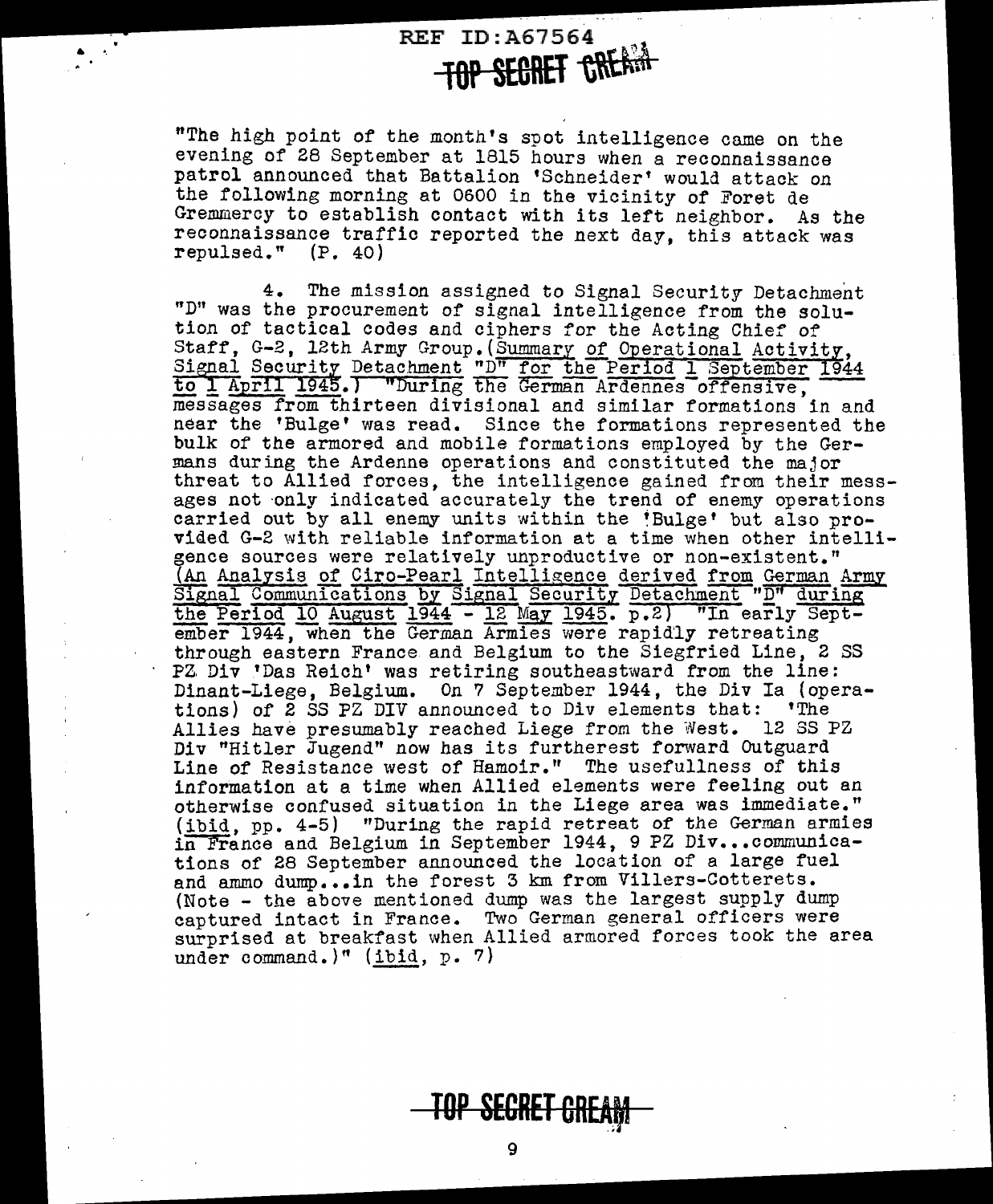"The high point of the month's spot intelligence came on the evening of 28 September at 1815 hours when a reconnaissance patrol announced that Battalion 'Schneider' would attack on the following morning at 0600 in the vicinity of Foret de Gremmercy to establish contact with its left neighbor. As the reconnaissance traffic reported the next day, this attack was repulsed." (P. 40)

4. The mission assigned to Signal Security Detachment "D" was the procurement of signal intelligence from the solution of tactical codes and ciphers for the Acting Chief of Staff, G-2, 12th Army Group. (Summary of Operational Activity, Signal Security Detachment "D" for the Period 1 September 1944 to 1 April 1945.) "During the German Ardennes offensive, messages from thirteen divisional and similar formations in and near the 'Bulge' was read. Since the formations represented the bulk of the armored and mobile formations employed by the Germans during the Ardenne operations and constituted the major threat to Allied forces, the intelligence gained from their messages not only indicated accurately the trend of enemy operations carried out by all enemy units within the 'Bulge' but also provided G-2 with reliable information at a time when other intelligence sources were relatively unproductive or non-existent." (An Analysis of Ciro-Pearl Intelligence derived from German Army Signal Communications by Signal Security Detachment "D" during the Period 10 August 1944 - 12 May 1945. p.2) "In early September 1944, when the German Armies were rapidly retreating through eastern France and Belgium to the Siegfried Line, 2 SS PZ Div 'Das Reich' was retiring southeastward from the line: Dinant-Liege, Belgium. On 7 September 1944, the Div Ia (operations) of 2 SS PZ DIV announced to Div elements that: 'The Allies have presumably reached Liege from the West. 12 SS PZ Div "Hitler Jugend" now has its furtherest forward Outguard Line of Resistance west of Hamoir." The usefullness of this information at a time when Allied elements were feeling out an otherwise confused situation in the Liege area was immediate." (ibid, pp. 4-5) "During the rapid retreat of the German armies in France and Belgium in September 1944, 9 PZ Div...communications of 28 September announced the location of a large fuel and ammo dump...in the forest 3 km from Villers-Cotterets. (Note - the above mentioned dump was the largest supply dump captured intact in France. Two German general officers were surprised at breakfast when Allied armored forces took the area under command.)" (ibid, p. 7)